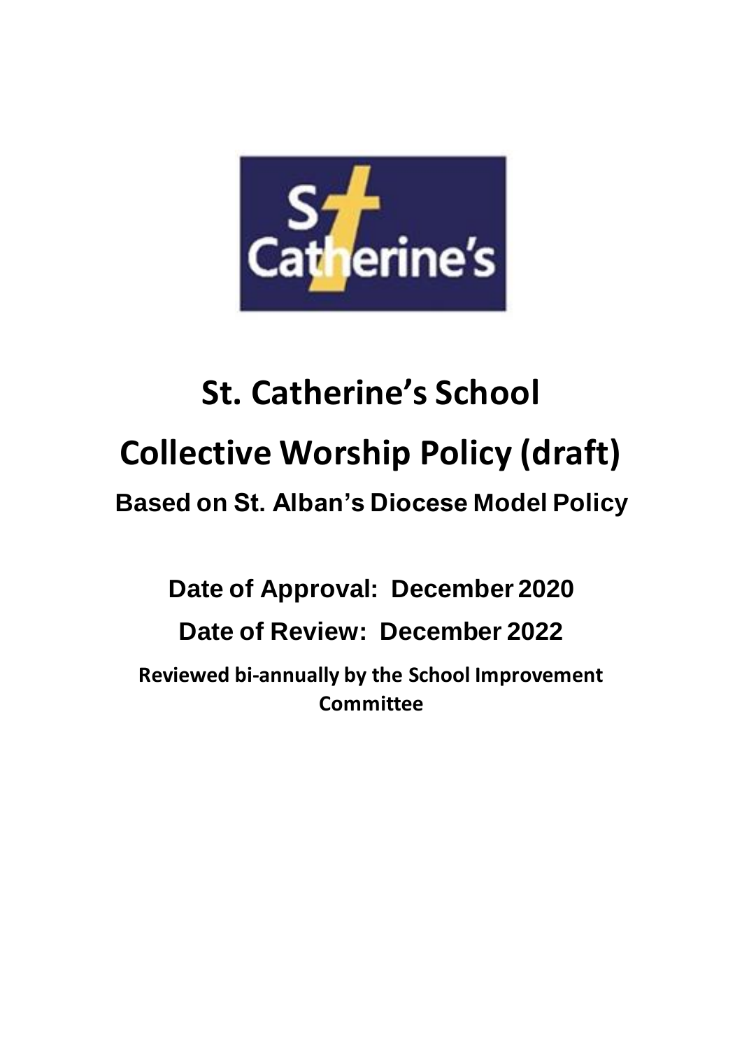# St. Catherine's School

# Collective Worship Policy (draft)

## Based on St. Alban's Diocese Model Policy

**Date of Approval: December 2020**

**Date of Review: December 2022**

**Reviewed bi-annually by the School Improvement Committee**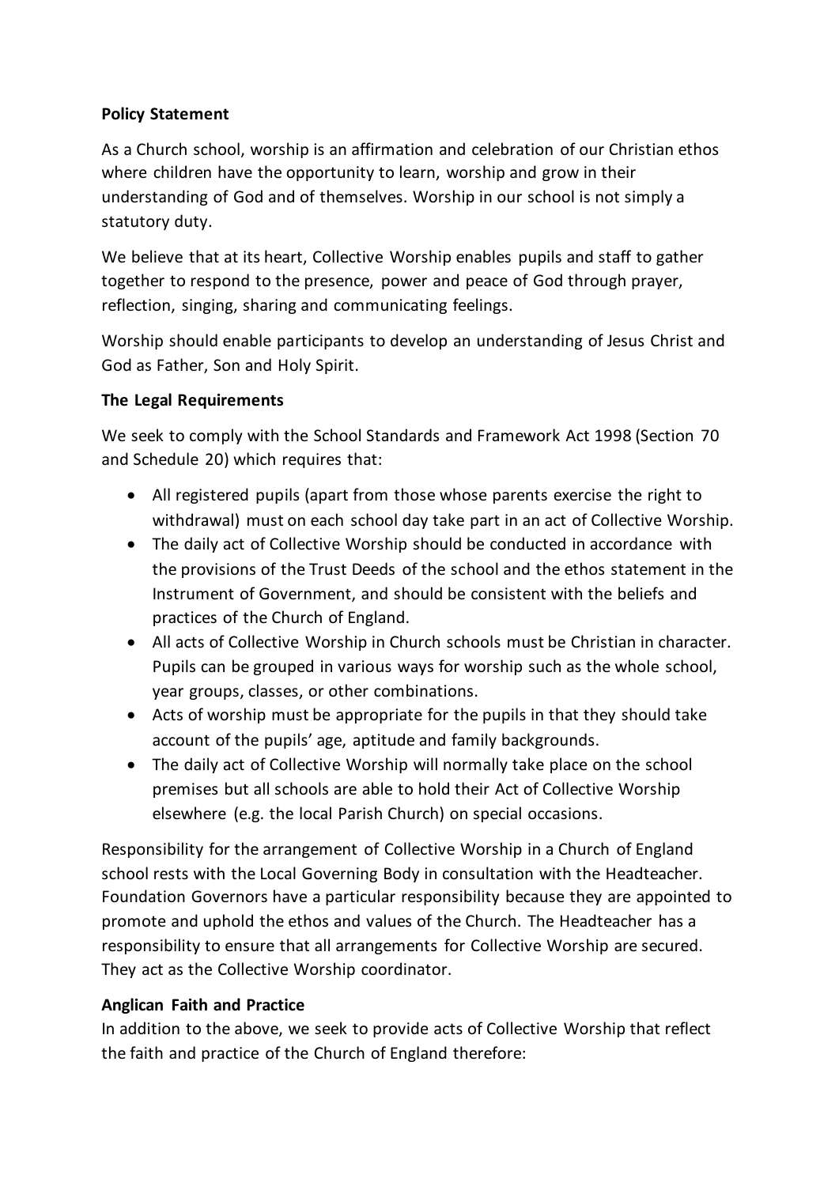**Policy Statement**

As a Church school, worship is an affirmation and celebration of our Christian ethos where children have the opportunity to learn, worship and grow in their understanding of God and of themselves. Worship in our school is not simply a statutory duty.

We believe that at its heart, Collective Worship enables pupils and staff to gather together to respond to the presence, power and peace of God through prayer, reflection, singing, sharing and communicating feelings.

Worship should enable participants to develop an understanding of Jesus Christ and God as Father, Son and Holy Spirit.

**The Legal Requirements**

We seek to comply with the School Standards and Framework Act 1998 (Section 70 and Schedule 20) which requires that:

- All registered pupils (apart from those whose parents exercise the right to withdrawal) must on each school day take part in an act of Collective Worship.
- The daily act of Collective Worship should be conducted in accordance with the provisions of the Trust Deeds of the school and the ethos statement in the Instrument of Government, and should be consistent with the beliefs and practices of the Church of England.
- All acts of Collective Worship in Church schools must be Christian in character. Pupils can be grouped in various ways for worship such as the whole school, year groups, classes, or other combinations.
- Acts of worship must be appropriate for the pupils in that they should take account of the pupils' age, aptitude and family backgrounds.
- The daily act of Collective Worship will normally take place on the school premises but all schools are able to hold their Act of Collective Worship elsewhere (e.g. the local Parish Church) on special occasions.

Responsibility for the arrangement of Collective Worship in a Church of England school rests with the Local Governing Body in consultation with the Headteacher. Foundation Governors have a particular responsibility because they are appointed to promote and uphold the ethos and values of the Church. The Headteacher has a responsibility to ensure that all arrangements for Collective Worship are secured. They act as the Collective Worship coordinator.

**Anglican Faith and Practice**

In addition to the above, we seek to provide acts of Collective Worship that reflect the faith and practice of the Church of England therefore: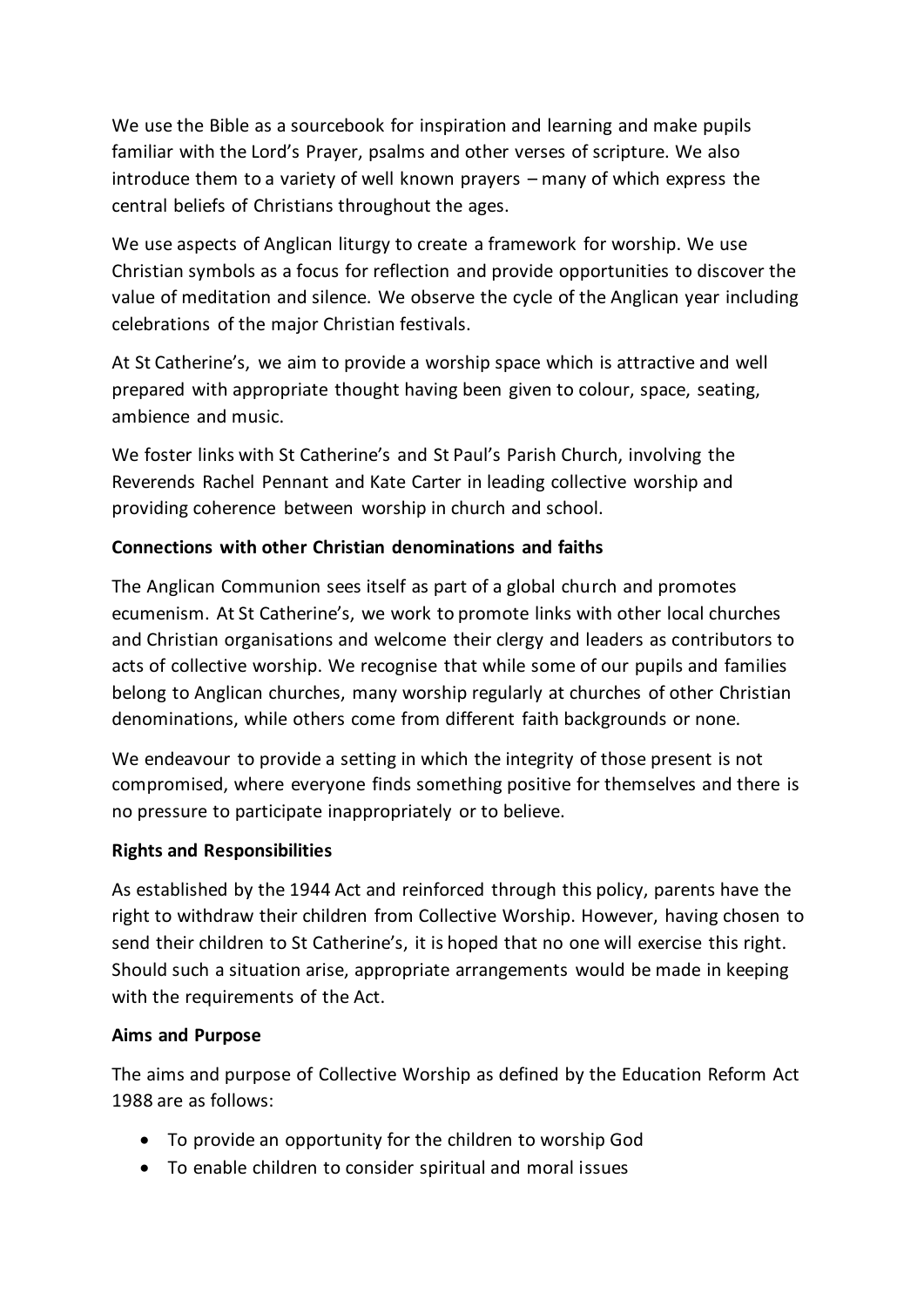We use the Bible as a sourcebook for inspiration and learning and make pupils familiar with the Lord's Prayer, psalms and other verses of scripture. We also introduce them to a variety of well known prayers – many of which express the central beliefs of Christians throughout the ages.

We use aspects of Anglican liturgy to create a framework for worship. We use Christian symbols as a focus for reflection and provide opportunities to discover the value of meditation and silence. We observe the cycle of the Anglican year including celebrations of the major Christian festivals.

At St Catherine's, we aim to provide a worship space which is attractive and well prepared with appropriate thought having been given to colour, space, seating, ambience and music.

We foster links with St Catherine's and St Paul's Parish Church, involving the Reverends Rachel Pennant and Kate Carter in leading collective worship and providing coherence between worship in church and school.

**Connections with other Christian denominations and faiths**

The Anglican Communion sees itself as part of a global church and promotes ecumenism. At St Catherine's, we work to promote links with other local churches and Christian organisations and welcome their clergy and leaders as contributors to acts of collective worship. We recognise that while some of our pupils and families belong to Anglican churches, many worship regularly at churches of other Christian denominations, while others come from different faith backgrounds or none.

We endeavour to provide a setting in which the integrity of those present is not compromised, where everyone finds something positive for themselves and there is no pressure to participate inappropriately or to believe.

**Rights and Responsibilities**

As established by the 1944 Act and reinforced through this policy, parents have the right to withdraw their children from Collective Worship. However, having chosen to send their children to St Catherine's, it is hoped that no one will exercise this right. Should such a situation arise, appropriate arrangements would be made in keeping with the requirements of the Act.

**Aims and Purpose**

The aims and purpose of Collective Worship as defined by the Education Reform Act 1988 are as follows:

- To provide an opportunity for the children to worship God
- To enable children to consider spiritual and moral issues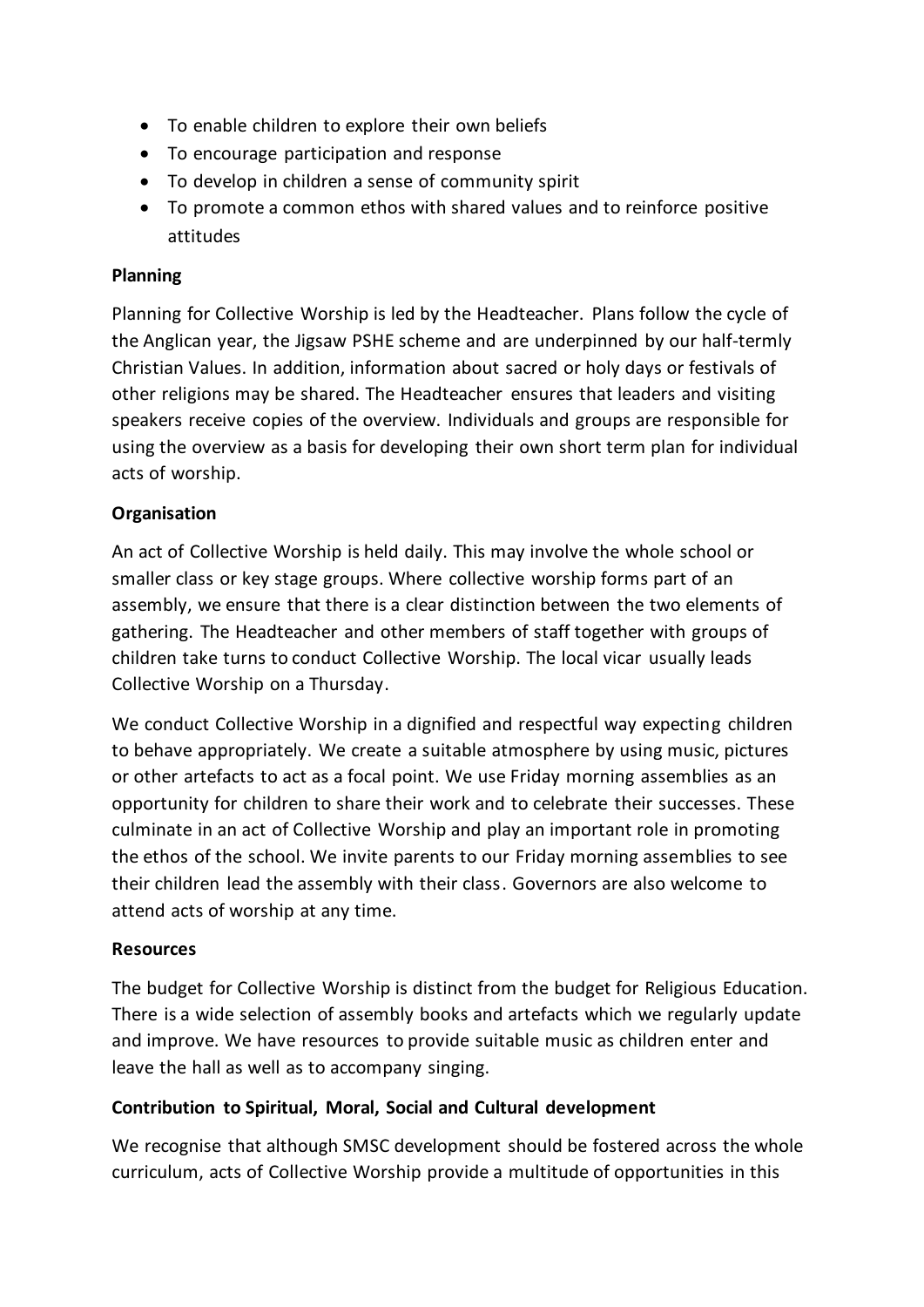- To enable children to explore their own beliefs
- To encourage participation and response
- To develop in children a sense of community spirit
- To promote a common ethos with shared values and to reinforce positive attitudes

**Planning**

Planning for Collective Worship is led by the Headteacher. Plans follow the cycle of the Anglican year, the Jigsaw PSHE scheme and are underpinned by our half-termly Christian Values. In addition, information about sacred or holy days or festivals of other religions may be shared. The Headteacher ensures that leaders and visiting speakers receive copies of the overview. Individuals and groups are responsible for using the overview as a basis for developing their own short term plan for individual acts of worship.

**Organisation**

An act of Collective Worship is held daily. This may involve the whole school or smaller class or key stage groups. Where collective worship forms part of an assembly, we ensure that there is a clear distinction between the two elements of gathering. The Headteacher and other members of staff together with groups of children take turns to conduct Collective Worship. The local vicar usually leads Collective Worship on a Thursday.

We conduct Collective Worship in a dignified and respectful way expecting children to behave appropriately. We create a suitable atmosphere by using music, pictures or other artefacts to act as a focal point. We use Friday morning assemblies as an opportunity for children to share their work and to celebrate their successes. These culminate in an act of Collective Worship and play an important role in promoting the ethos of the school. We invite parents to our Friday morning assemblies to see their children lead the assembly with their class. Governors are also welcome to attend acts of worship at any time.

**Resources**

The budget for Collective Worship is distinct from the budget for Religious Education. There is a wide selection of assembly books and artefacts which we regularly update and improve. We have resources to provide suitable music as children enter and leave the hall as well as to accompany singing.

**Contribution to Spiritual, Moral, Social and Cultural development**

We recognise that although SMSC development should be fostered across the whole curriculum, acts of Collective Worship provide a multitude of opportunities in this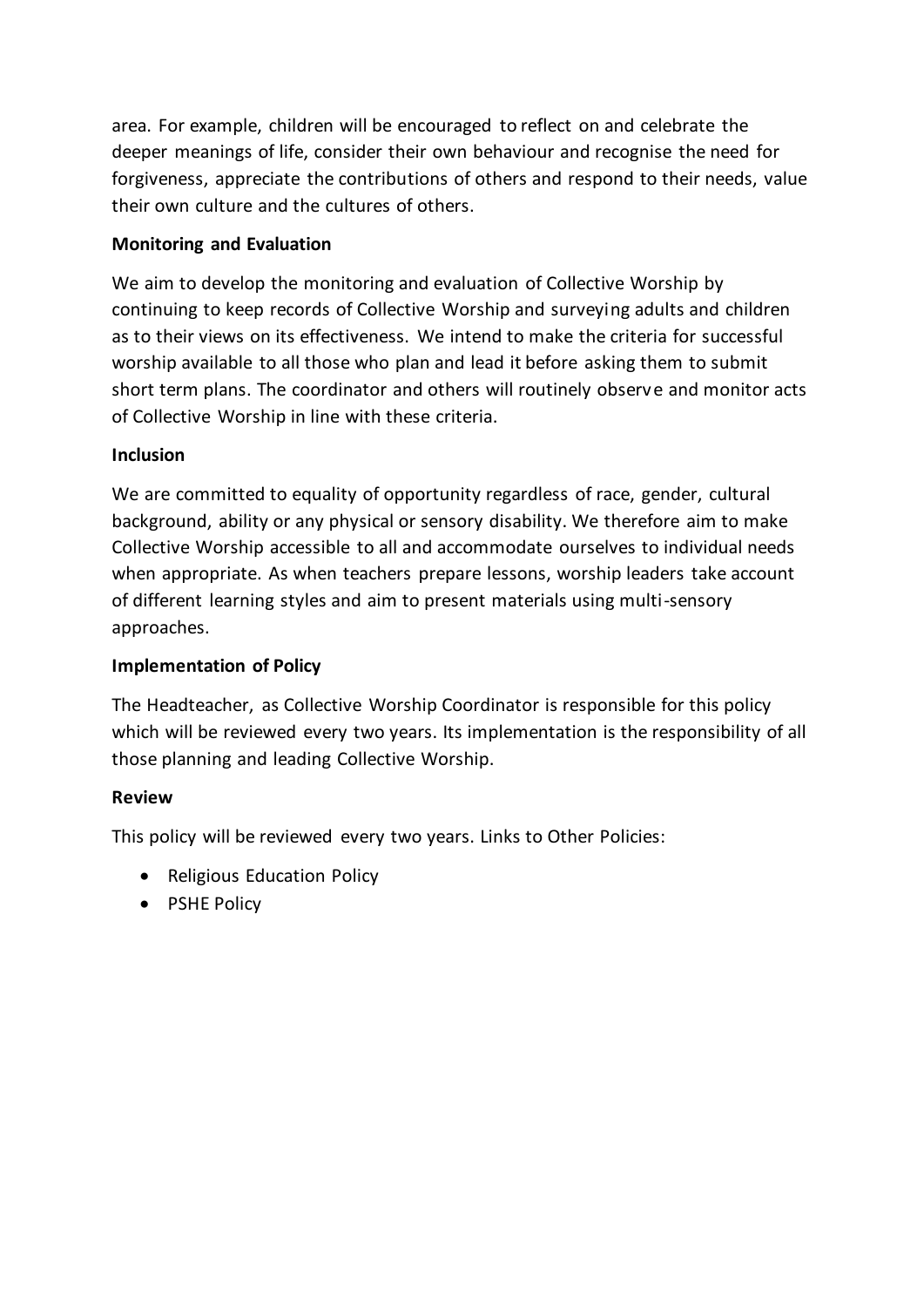area. For example, children will be encouraged to reflect on and celebrate the deeper meanings of life, consider their own behaviour and recognise the need for forgiveness, appreciate the contributions of others and respond to their needs, value their own culture and the cultures of others.

**Monitoring and Evaluation**

We aim to develop the monitoring and evaluation of Collective Worship by continuing to keep records of Collective Worship and surveying adults and children as to their views on its effectiveness. We intend to make the criteria for successful worship available to all those who plan and lead it before asking them to submit short term plans. The coordinator and others will routinely observe and monitor acts of Collective Worship in line with these criteria.

**Inclusion**

We are committed to equality of opportunity regardless of race, gender, cultural background, ability or any physical or sensory disability. We therefore aim to make Collective Worship accessible to all and accommodate ourselves to individual needs when appropriate. As when teachers prepare lessons, worship leaders take account of different learning styles and aim to present materials using multi-sensory approaches.

**Implementation of Policy**

The Headteacher, as Collective Worship Coordinator is responsible for this policy which will be reviewed every two years. Its implementation is the responsibility of all those planning and leading Collective Worship.

**Review**

This policy will be reviewed every two years. Links to Other Policies:

- Religious Education Policy
- PSHE Policy